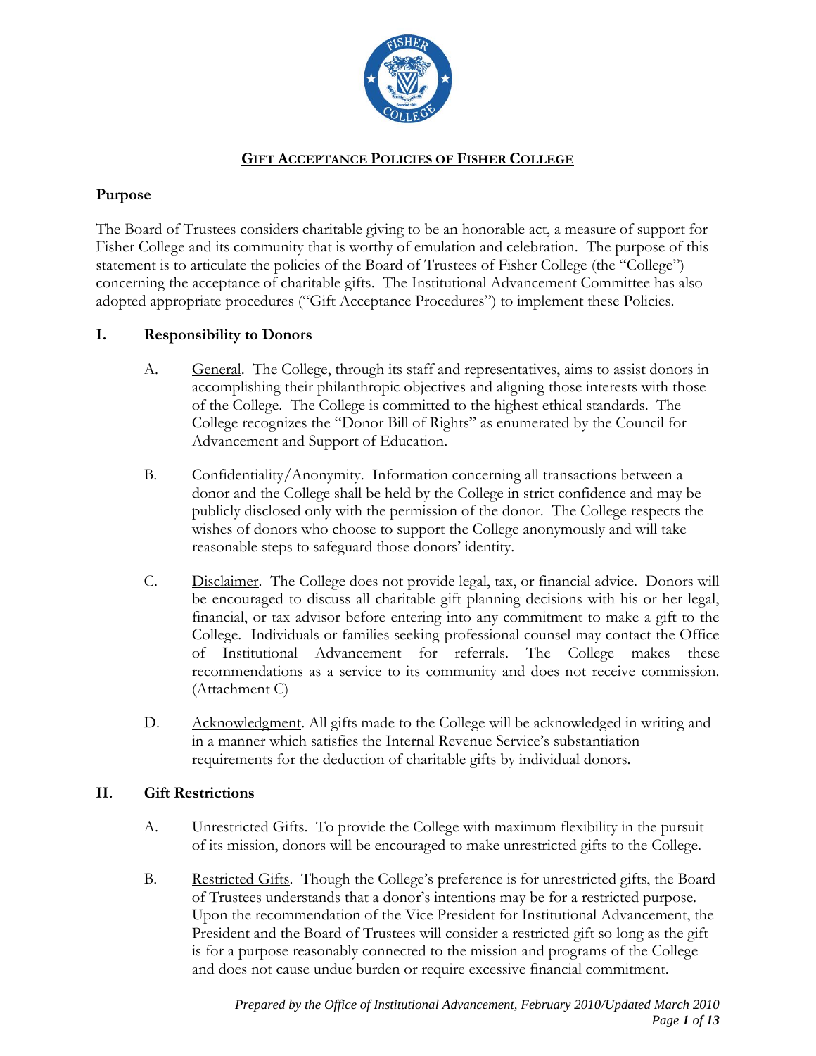# GIFT ACCEPTANCE POLICIES OF FISHER COLLEGE

## Purpose

The Board of Trustees considers charitable giving to be an honorable act, a measure of support for Fisher College and its community that is worthy of emulation and celebration. The purpose of this statement is to articulate the policies of the Board of Trustees of Fisher College (the "College") concerning the acceptance of charitable gifts. The Institutional Advancement Committee has also adopted appropriate procedures ("Gift Acceptance Procedures") to implement these Policies.

## I. Responsibility to Donors

A. General. The College, through its staff and representatives, aims to assist donors in accomplishing their philanthropic objectives and aligning those interests with those of the College. The College is committed to the highest ethical standards. The College recognizes the "Donor Bill of Rights" as enumerated by the Council for Advancement and Support of Education.

B. Confidentiality/Anonymity. Information concerning all transactions between a donor and the College shall be held by the College in strict confidence and may be publicly disclosed only with the permission of the donor. The College respects the wishes of donors who choose to support the College anonymously and will take reasonable steps to safeguard those donors' identity.

C. Disclaimer. The College does not provide legal, tax, or financial advice. Donors will be encouraged to discuss all charitable gift planning decisions with his or her legal, financial, or tax advisor before entering into any commitment to make a gift to the College. Individuals or families seeking professional counsel may contact the Office of Institutional Advancement for referrals. The College makes these recommendations as a service to its community and does not receive commission. (Attachment C)

D. Acknowledgment. All gifts made to the College will be acknowledged in writing and in a manner which satisfies the Internal Revenue Service's substantiation requirements for the deduction of charitable gifts by individual donors.

## II. Gift Restrictions

A. Unrestricted Gifts. To provide the College with maximum flexibility in the pursuit of its mission, donors will be encouraged to make unrestricted gifts to the College.

B. Restricted Gifts. Though the College's preference is for unrestricted gifts, the Board of Trustees understands that a donor's intentions may be for a restricted purpose. Upon the recommendation of the Vice President for Institutional Advancement, the President and the Board of Trustees will consider a restricted gift so long as the gift is for a purpose reasonably connected to the mission and programs of the College and does not cause undue burden or require excessive financial commitment.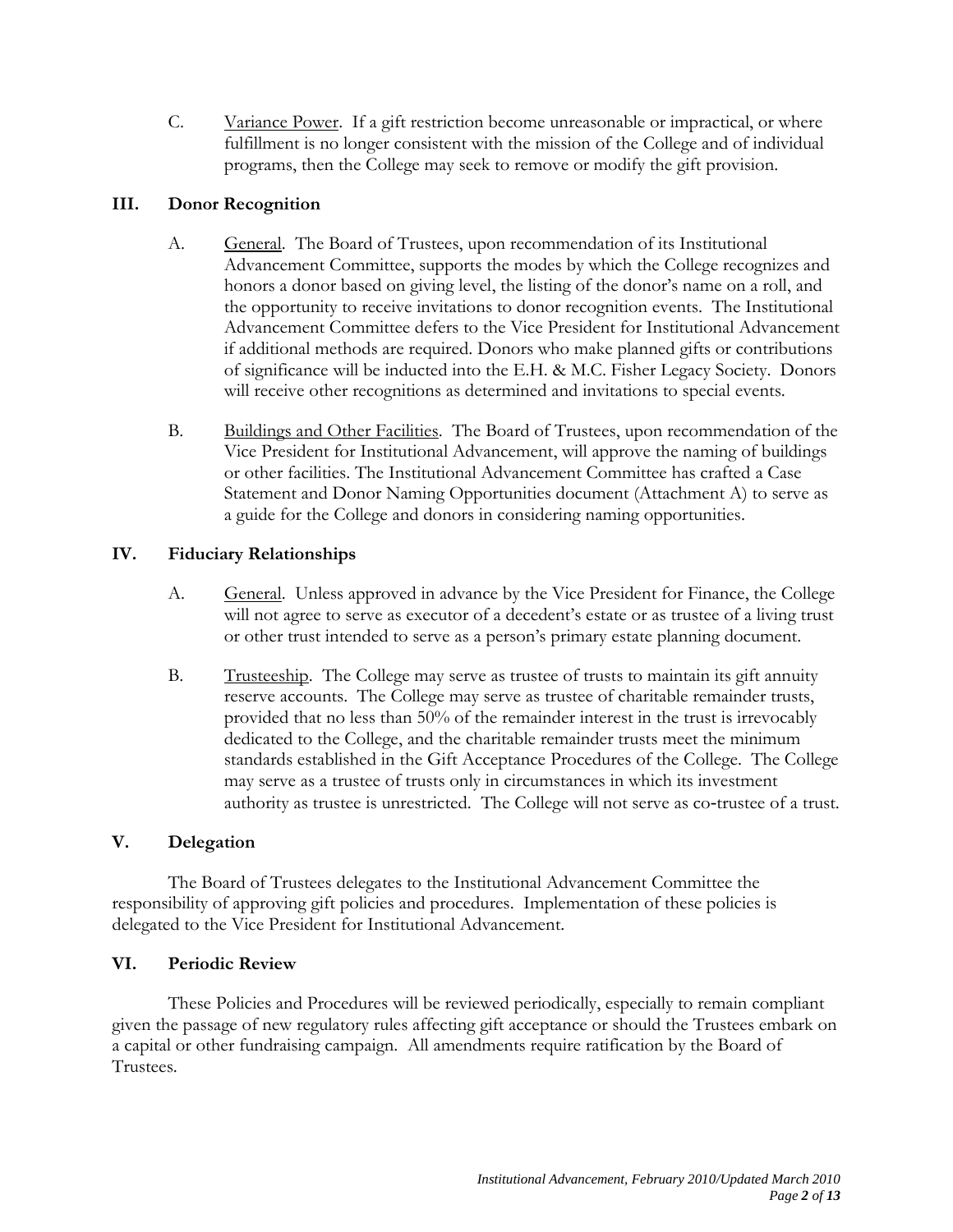C. Variance Power. If a gift restriction become unreasonable or impractical, or where fulfillment is no longer consistent with the mission of the College and of individual programs, then the College may seek to remove or modify the gift provision.

## III. Donor Recognition

A. General. The Board of Trustees, upon recommendation of its Institutional Advancement Committee, supports the modes by which the College recognizes and honors a donor based on giving level, the listing of the donor's name on a roll, and the opportunity to receive invitations to donor recognition events. The Institutional Advancement Committee defers to the Vice President for Institutional Advancement if additional methods are required. Donors who make planned gifts or contributions of significance will be inducted into the E.H. & M.C. Fisher Legacy Society. Donors will receive other recognitions as determined and invitations to special events.

B. Buildings and Other Facilities. The Board of Trustees, upon recommendation of the Vice President for Institutional Advancement, will approve the naming of buildings or other facilities. The Institutional Advancement Committee has crafted a Case Statement and Donor Naming Opportunities document (Attachment A) to serve as a guide for the College and donors in considering naming opportunities.

## IV. Fiduciary Relationships

A. General. Unless approved in advance by the Vice President for Finance, the College will not agree to serve as executor of a decedent's estate or as trustee of a living trust or other trust intended to serve as a person's primary estate planning document.

B. Trusteeship. The College may serve as trustee of trusts to maintain its gift annuity reserve accounts. The College may serve as trustee of charitable remainder trusts, provided that no less than 50% of the remainder interest in the trust is irrevocably dedicated to the College, and the charitable remainder trusts meet the minimum standards established in the Gift Acceptance Procedures of the College. The College may serve as a trustee of trusts only in circumstances in which its investment authority as trustee is unrestricted. The College will not serve as co-trustee of a trust.

## V. Delegation

The Board of Trustees delegates to the Institutional Advancement Committee the responsibility of approving gift policies and procedures. Implementation of these policies is delegated to the Vice President for Institutional Advancement.

## VI. Periodic Review

These Policies and Procedures will be reviewed periodically, especially to remain compliant given the passage of new regulatory rules affecting gift acceptance or should the Trustees embark on a capital or other fundraising campaign. All amendments require ratification by the Board of Trustees.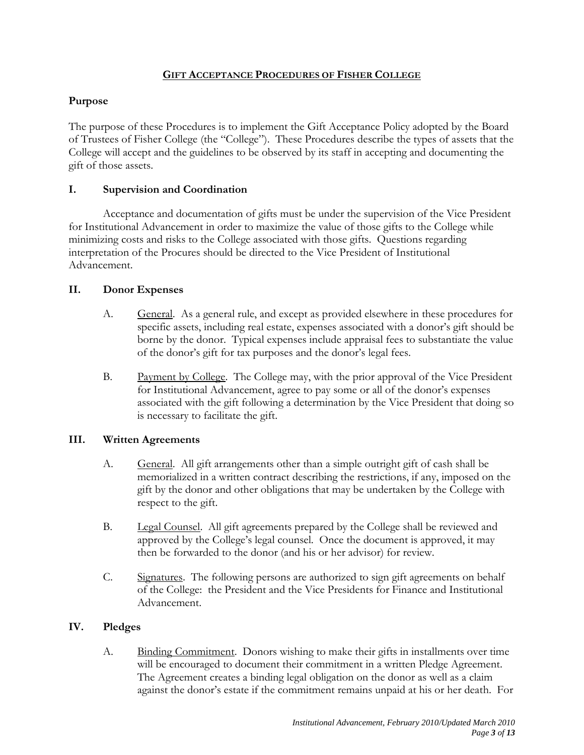# **GIFT ACCEPTANCE PROCEDURES OF FISHER COLLEGE**

## **Purpose**

The purpose of these Procedures is to implement the Gift Acceptance Policy adopted by the Board of Trustees of Fisher College (the "College"). These Procedures describe the types of assets that the College will accept and the guidelines to be observed by its staff in accepting and documenting the gift of those assets.

## **I. Supervision and Coordination**

Acceptance and documentation of gifts must be under the supervision of the Vice President for Institutional Advancement in order to maximize the value of those gifts to the College while minimizing costs and risks to the College associated with those gifts. Questions regarding interpretation of the Procures should be directed to the Vice President of Institutional Advancement.

## **II. Donor Expenses**

A. General. As a general rule, and except as provided elsewhere in these procedures for specific assets, including real estate, expenses associated with a donor's gift should be borne by the donor. Typical expenses include appraisal fees to substantiate the value of the donor's gift for tax purposes and the donor's legal fees.

B. Payment by College. The College may, with the prior approval of the Vice President for Institutional Advancement, agree to pay some or all of the donor's expenses associated with the gift following a determination by the Vice President that doing so is necessary to facilitate the gift.

## **III. Written Agreements**

A. General. All gift arrangements other than a simple outright gift of cash shall be memorialized in a written contract describing the restrictions, if any, imposed on the gift by the donor and other obligations that may be undertaken by the College with respect to the gift.

B. Legal Counsel. All gift agreements prepared by the College shall be reviewed and approved by the College's legal counsel. Once the document is approved, it may then be forwarded to the donor (and his or her advisor) for review.

C. Signatures. The following persons are authorized to sign gift agreements on behalf of the College: the President and the Vice Presidents for Finance and Institutional Advancement.

## **IV. Pledges**

A. Binding Commitment. Donors wishing to make their gifts in installments over time will be encouraged to document their commitment in a written Pledge Agreement. The Agreement creates a binding legal obligation on the donor as well as a claim against the donor's estate if the commitment remains unpaid at his or her death. For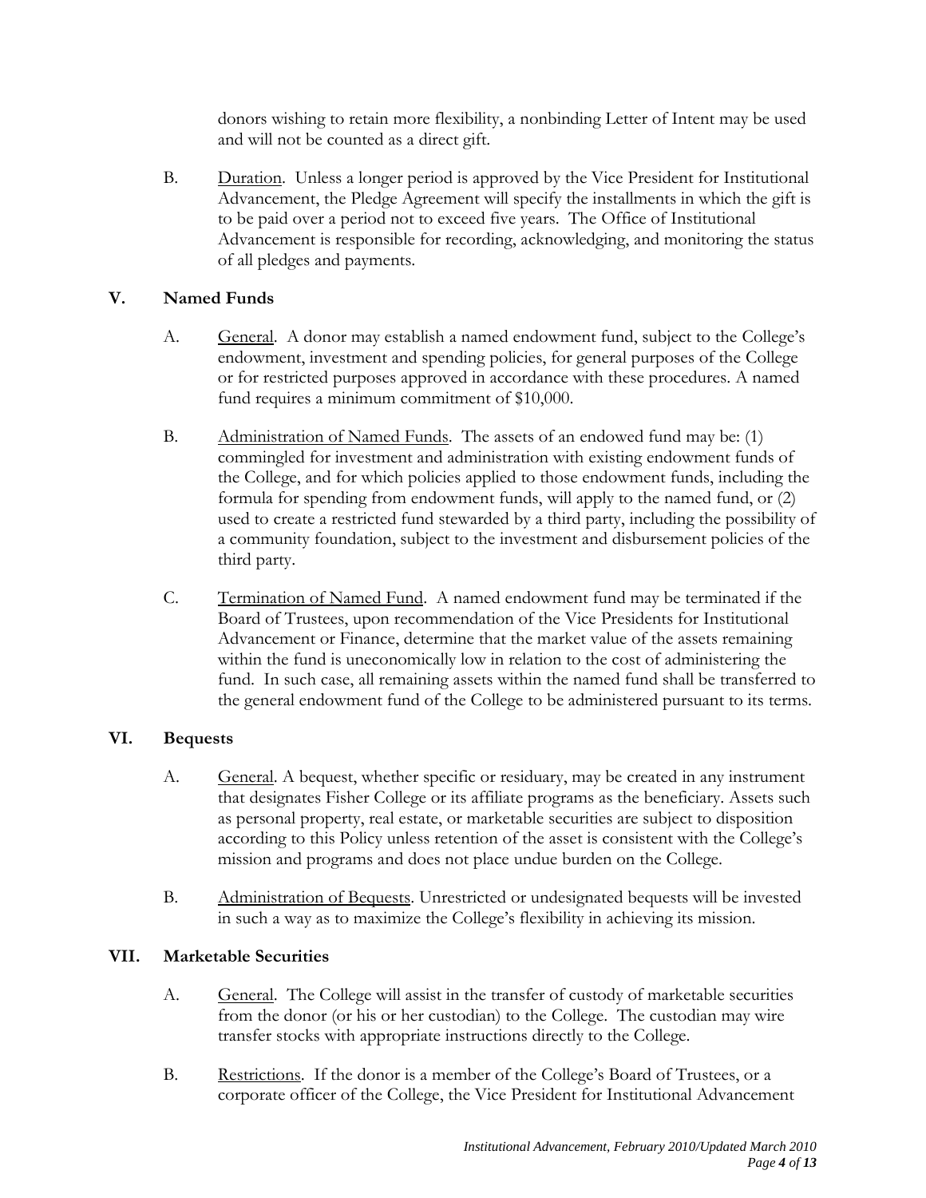donors wishing to retain more flexibility, a nonbinding Letter of Intent may be used and will not be counted as a direct gift.

B. Duration. Unless a longer period is approved by the Vice President for Institutional Advancement, the Pledge Agreement will specify the installments in which the gift is to be paid over a period not to exceed five years. The Office of Institutional Advancement is responsible for recording, acknowledging, and monitoring the status of all pledges and payments.

## V. Named Funds

A. General. A donor may establish a named endowment fund, subject to the College's endowment, investment and spending policies, for general purposes of the College or for restricted purposes approved in accordance with these procedures. A named fund requires a minimum commitment of $10,000.

B. Administration of Named Funds. The assets of an endowed fund may be: (1) commingled for investment and administration with existing endowment funds of the College, and for which policies applied to those endowment funds, including the formula for spending from endowment funds, will apply to the named fund, or (2) used to create a restricted fund stewarded by a third party, including the possibility of a community foundation, subject to the investment and disbursement policies of the third party.

C. Termination of Named Fund. A named endowment fund may be terminated if the Board of Trustees, upon recommendation of the Vice Presidents for Institutional Advancement or Finance, determine that the market value of the assets remaining within the fund is uneconomically low in relation to the cost of administering the fund. In such case, all remaining assets within the named fund shall be transferred to the general endowment fund of the College to be administered pursuant to its terms.

## VI. Bequests

A. General. A bequest, whether specific or residuary, may be created in any instrument that designates Fisher College or its affiliate programs as the beneficiary. Assets such as personal property, real estate, or marketable securities are subject to disposition according to this Policy unless retention of the asset is consistent with the College's mission and programs and does not place undue burden on the College.

B. Administration of Bequests. Unrestricted or undesignated bequests will be invested in such a way as to maximize the College's flexibility in achieving its mission.

## VII. Marketable Securities

A. General. The College will assist in the transfer of custody of marketable securities from the donor (or his or her custodian) to the College. The custodian may wire transfer stocks with appropriate instructions directly to the College.

B. Restrictions. If the donor is a member of the College's Board of Trustees, or a corporate officer of the College, the Vice President for Institutional Advancement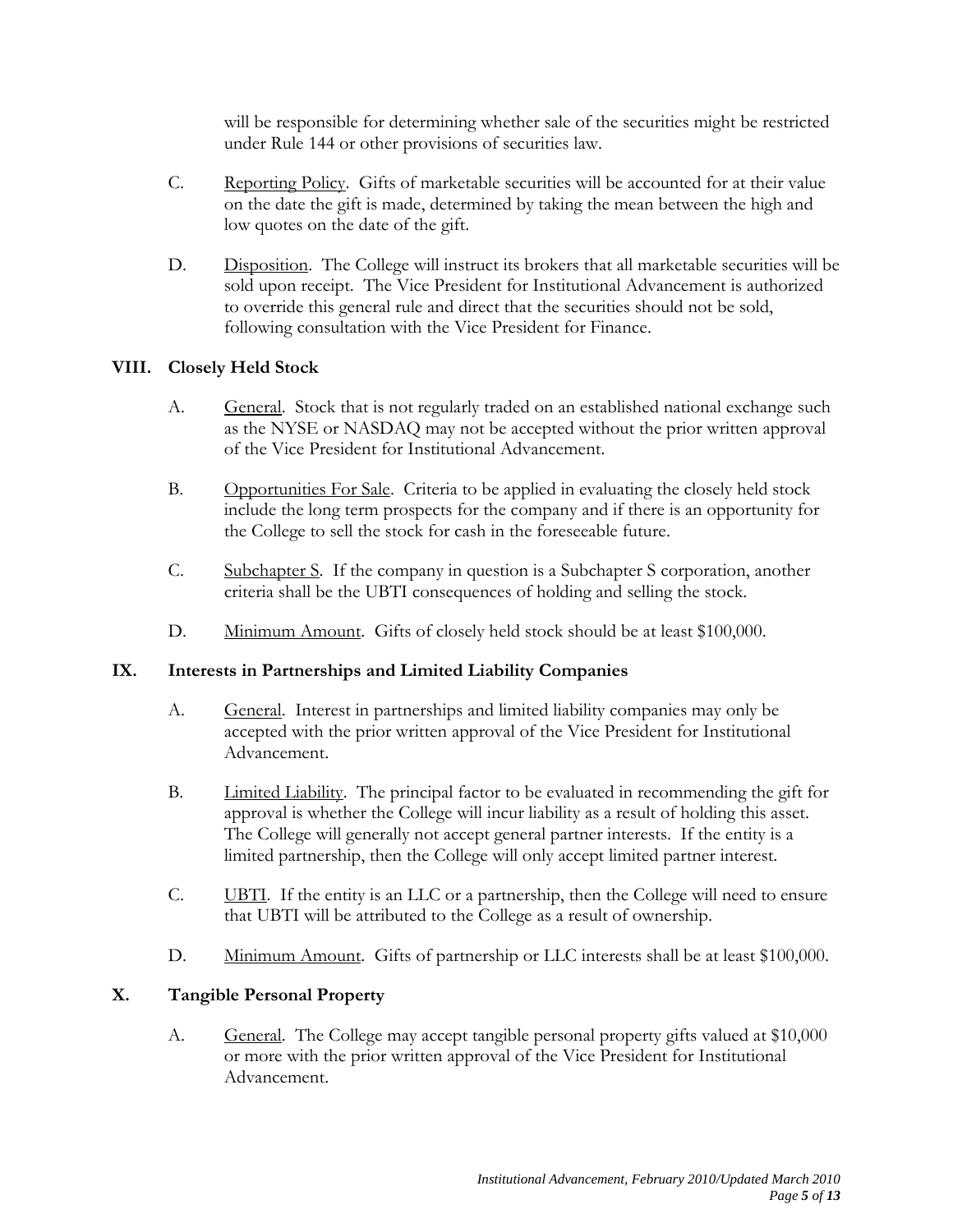will be responsible for determining whether sale of the securities might be restricted under Rule 144 or other provisions of securities law.

C. Reporting Policy. Gifts of marketable securities will be accounted for at their value on the date the gift is made, determined by taking the mean between the high and low quotes on the date of the gift.

D. Disposition. The College will instruct its brokers that all marketable securities will be sold upon receipt. The Vice President for Institutional Advancement is authorized to override this general rule and direct that the securities should not be sold, following consultation with the Vice President for Finance.

## VIII. Closely Held Stock

A. General. Stock that is not regularly traded on an established national exchange such as the NYSE or NASDAQ may not be accepted without the prior written approval of the Vice President for Institutional Advancement.

B. Opportunities For Sale. Criteria to be applied in evaluating the closely held stock include the long term prospects for the company and if there is an opportunity for the College to sell the stock for cash in the foreseeable future.

C. Subchapter S. If the company in question is a Subchapter S corporation, another criteria shall be the UBTI consequences of holding and selling the stock.

D. Minimum Amount. Gifts of closely held stock should be at least $100,000.

## IX. Interests in Partnerships and Limited Liability Companies

A. General. Interest in partnerships and limited liability companies may only be accepted with the prior written approval of the Vice President for Institutional Advancement.

B. Limited Liability. The principal factor to be evaluated in recommending the gift for approval is whether the College will incur liability as a result of holding this asset. The College will generally not accept general partner interests. If the entity is a limited partnership, then the College will only accept limited partner interest.

C. UBTI. If the entity is an LLC or a partnership, then the College will need to ensure that UBTI will be attributed to the College as a result of ownership.

D. Minimum Amount. Gifts of partnership or LLC interests shall be at least $100,000.

## X. Tangible Personal Property

A. General. The College may accept tangible personal property gifts valued at $10,000 or more with the prior written approval of the Vice President for Institutional Advancement.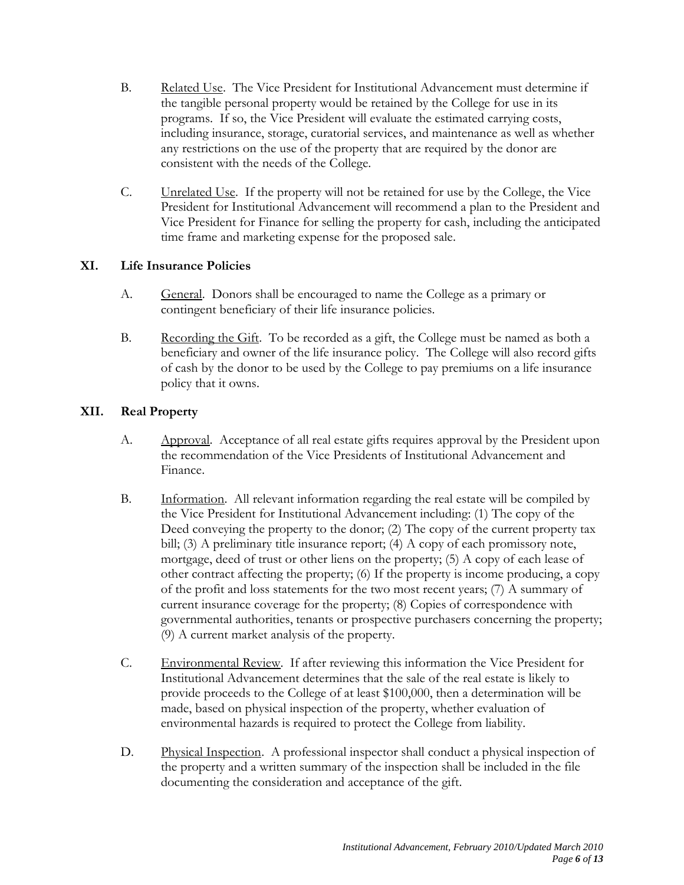B. Related Use. The Vice President for Institutional Advancement must determine if the tangible personal property would be retained by the College for use in its programs. If so, the Vice President will evaluate the estimated carrying costs, including insurance, storage, curatorial services, and maintenance as well as whether any restrictions on the use of the property that are required by the donor are consistent with the needs of the College.

C. Unrelated Use. If the property will not be retained for use by the College, the Vice President for Institutional Advancement will recommend a plan to the President and Vice President for Finance for selling the property for cash, including the anticipated time frame and marketing expense for the proposed sale.

## XI. Life Insurance Policies

A. General. Donors shall be encouraged to name the College as a primary or contingent beneficiary of their life insurance policies.

B. Recording the Gift. To be recorded as a gift, the College must be named as both a beneficiary and owner of the life insurance policy. The College will also record gifts of cash by the donor to be used by the College to pay premiums on a life insurance policy that it owns.

## XII. Real Property

A. Approval. Acceptance of all real estate gifts requires approval by the President upon the recommendation of the Vice Presidents of Institutional Advancement and Finance.

B. Information. All relevant information regarding the real estate will be compiled by the Vice President for Institutional Advancement including: (1) The copy of the Deed conveying the property to the donor; (2) The copy of the current property tax bill; (3) A preliminary title insurance report; (4) A copy of each promissory note, mortgage, deed of trust or other liens on the property; (5) A copy of each lease of other contract affecting the property; (6) If the property is income producing, a copy of the profit and loss statements for the two most recent years; (7) A summary of current insurance coverage for the property; (8) Copies of correspondence with governmental authorities, tenants or prospective purchasers concerning the property; (9) A current market analysis of the property.

C. Environmental Review. If after reviewing this information the Vice President for Institutional Advancement determines that the sale of the real estate is likely to provide proceeds to the College of at least $100,000, then a determination will be made, based on physical inspection of the property, whether evaluation of environmental hazards is required to protect the College from liability.

D. Physical Inspection. A professional inspector shall conduct a physical inspection of the property and a written summary of the inspection shall be included in the file documenting the consideration and acceptance of the gift.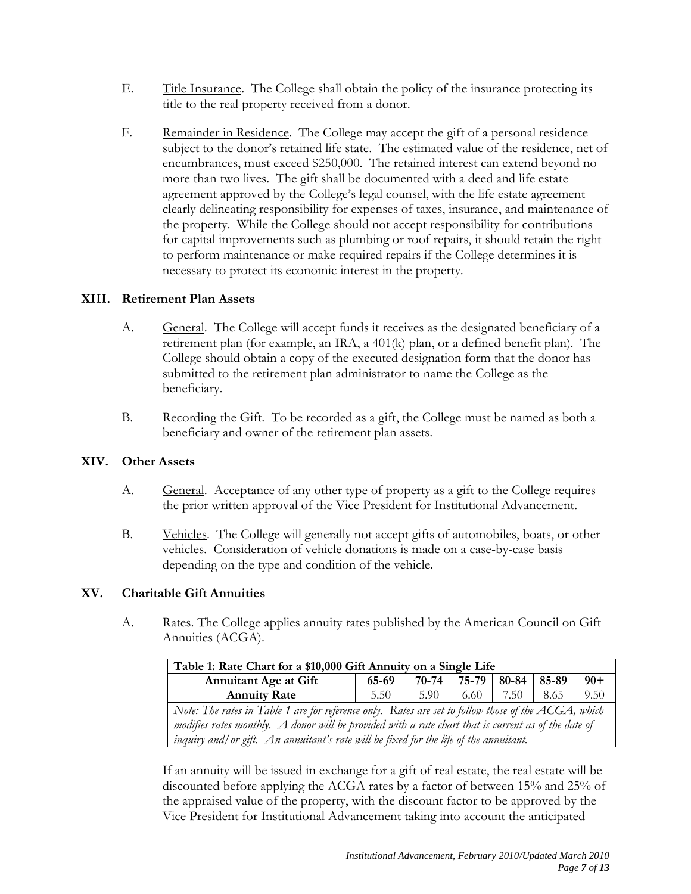E. Title Insurance. The College shall obtain the policy of the insurance protecting its title to the real property received from a donor.

F. Remainder in Residence. The College may accept the gift of a personal residence subject to the donor's retained life state. The estimated value of the residence, net of encumbrances, must exceed $250,000. The retained interest can extend beyond no more than two lives. The gift shall be documented with a deed and life estate agreement approved by the College's legal counsel, with the life estate agreement clearly delineating responsibility for expenses of taxes, insurance, and maintenance of the property. While the College should not accept responsibility for contributions for capital improvements such as plumbing or roof repairs, it should retain the right to perform maintenance or make required repairs if the College determines it is necessary to protect its economic interest in the property.

## XIII. Retirement Plan Assets

A. General. The College will accept funds it receives as the designated beneficiary of a retirement plan (for example, an IRA, a 401(k) plan, or a defined benefit plan). The College should obtain a copy of the executed designation form that the donor has submitted to the retirement plan administrator to name the College as the beneficiary.

B. Recording the Gift. To be recorded as a gift, the College must be named as both a beneficiary and owner of the retirement plan assets.

## XIV. Other Assets

A. General. Acceptance of any other type of property as a gift to the College requires the prior written approval of the Vice President for Institutional Advancement.

B. Vehicles. The College will generally not accept gifts of automobiles, boats, or other vehicles. Consideration of vehicle donations is made on a case-by-case basis depending on the type and condition of the vehicle.

## XV. Charitable Gift Annuities

A. Rates. The College applies annuity rates published by the American Council on Gift Annuities (ACGA).

**Table 1: Rate Chart for a $10,000 Gift Annuity on a Single Life**

| Annuitant Age at Gift | 65-69 | 70-74 | 75-79 | 80-84 | 85-89 | 90+ |
|---|---|---|---|---|---|---|
| **Annuity Rate** | 5.50 | 5.90 | 6.60 | 7.50 | 8.65 | 9.50 |

*Note: The rates in Table 1 are for reference only. Rates are set to follow those of the ACGA, which modifies rates monthly. A donor will be provided with a rate chart that is current as of the date of inquiry and/or gift. An annuitant's rate will be fixed for the life of the annuitant.*

If an annuity will be issued in exchange for a gift of real estate, the real estate will be discounted before applying the ACGA rates by a factor of between 15% and 25% of the appraised value of the property, with the discount factor to be approved by the Vice President for Institutional Advancement taking into account the anticipated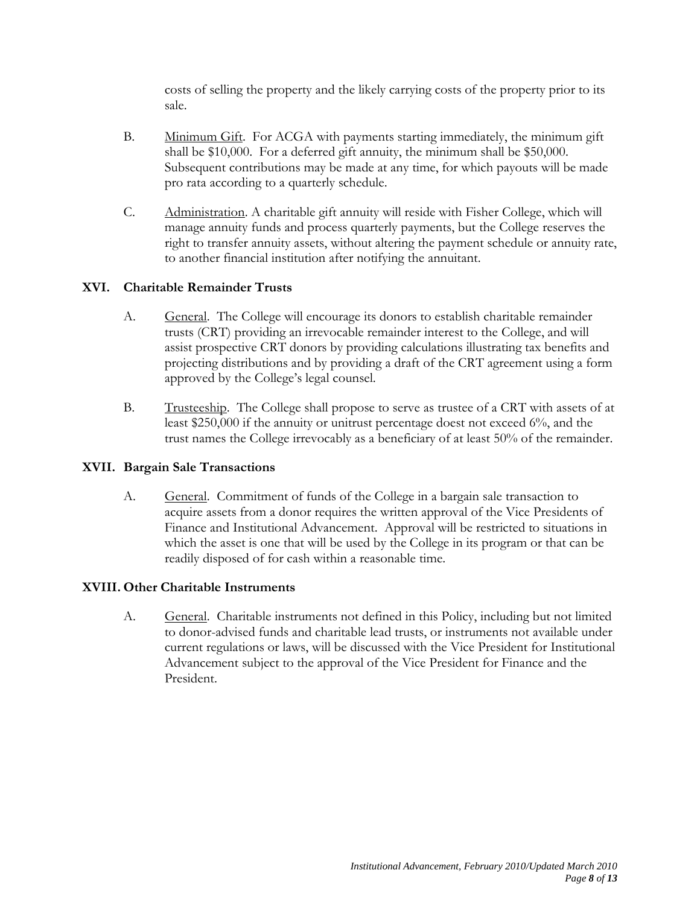costs of selling the property and the likely carrying costs of the property prior to its sale.

B. Minimum Gift. For ACGA with payments starting immediately, the minimum gift shall be $10,000. For a deferred gift annuity, the minimum shall be $50,000. Subsequent contributions may be made at any time, for which payouts will be made pro rata according to a quarterly schedule.

C. Administration. A charitable gift annuity will reside with Fisher College, which will manage annuity funds and process quarterly payments, but the College reserves the right to transfer annuity assets, without altering the payment schedule or annuity rate, to another financial institution after notifying the annuitant.

## XVI. Charitable Remainder Trusts

A. General. The College will encourage its donors to establish charitable remainder trusts (CRT) providing an irrevocable remainder interest to the College, and will assist prospective CRT donors by providing calculations illustrating tax benefits and projecting distributions and by providing a draft of the CRT agreement using a form approved by the College's legal counsel.

B. Trusteeship. The College shall propose to serve as trustee of a CRT with assets of at least $250,000 if the annuity or unitrust percentage doest not exceed 6%, and the trust names the College irrevocably as a beneficiary of at least 50% of the remainder.

## XVII. Bargain Sale Transactions

A. General. Commitment of funds of the College in a bargain sale transaction to acquire assets from a donor requires the written approval of the Vice Presidents of Finance and Institutional Advancement. Approval will be restricted to situations in which the asset is one that will be used by the College in its program or that can be readily disposed of for cash within a reasonable time.

## XVIII. Other Charitable Instruments

A. General. Charitable instruments not defined in this Policy, including but not limited to donor-advised funds and charitable lead trusts, or instruments not available under current regulations or laws, will be discussed with the Vice President for Institutional Advancement subject to the approval of the Vice President for Finance and the President.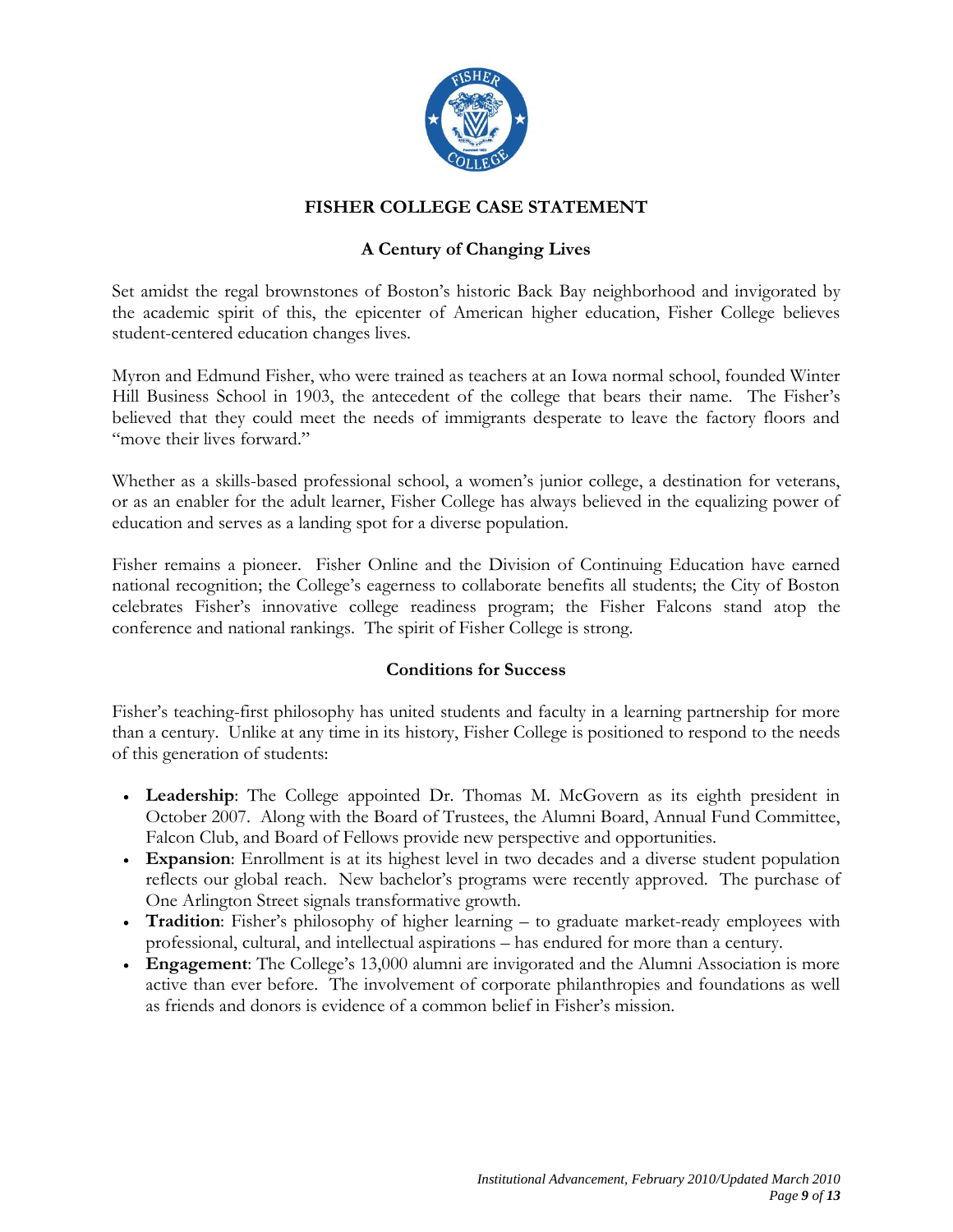# FISHER COLLEGE CASE STATEMENT

## A Century of Changing Lives

Set amidst the regal brownstones of Boston's historic Back Bay neighborhood and invigorated by the academic spirit of this, the epicenter of American higher education, Fisher College believes student-centered education changes lives.

Myron and Edmund Fisher, who were trained as teachers at an Iowa normal school, founded Winter Hill Business School in 1903, the antecedent of the college that bears their name. The Fisher's believed that they could meet the needs of immigrants desperate to leave the factory floors and "move their lives forward."

Whether as a skills-based professional school, a women's junior college, a destination for veterans, or as an enabler for the adult learner, Fisher College has always believed in the equalizing power of education and serves as a landing spot for a diverse population.

Fisher remains a pioneer. Fisher Online and the Division of Continuing Education have earned national recognition; the College's eagerness to collaborate benefits all students; the City of Boston celebrates Fisher's innovative college readiness program; the Fisher Falcons stand atop the conference and national rankings. The spirit of Fisher College is strong.

## Conditions for Success

Fisher's teaching-first philosophy has united students and faculty in a learning partnership for more than a century. Unlike at any time in its history, Fisher College is positioned to respond to the needs of this generation of students:

- **Leadership**: The College appointed Dr. Thomas M. McGovern as its eighth president in October 2007. Along with the Board of Trustees, the Alumni Board, Annual Fund Committee, Falcon Club, and Board of Fellows provide new perspective and opportunities.
- **Expansion**: Enrollment is at its highest level in two decades and a diverse student population reflects our global reach. New bachelor's programs were recently approved. The purchase of One Arlington Street signals transformative growth.
- **Tradition**: Fisher's philosophy of higher learning – to graduate market-ready employees with professional, cultural, and intellectual aspirations – has endured for more than a century.
- **Engagement**: The College's 13,000 alumni are invigorated and the Alumni Association is more active than ever before. The involvement of corporate philanthropies and foundations as well as friends and donors is evidence of a common belief in Fisher's mission.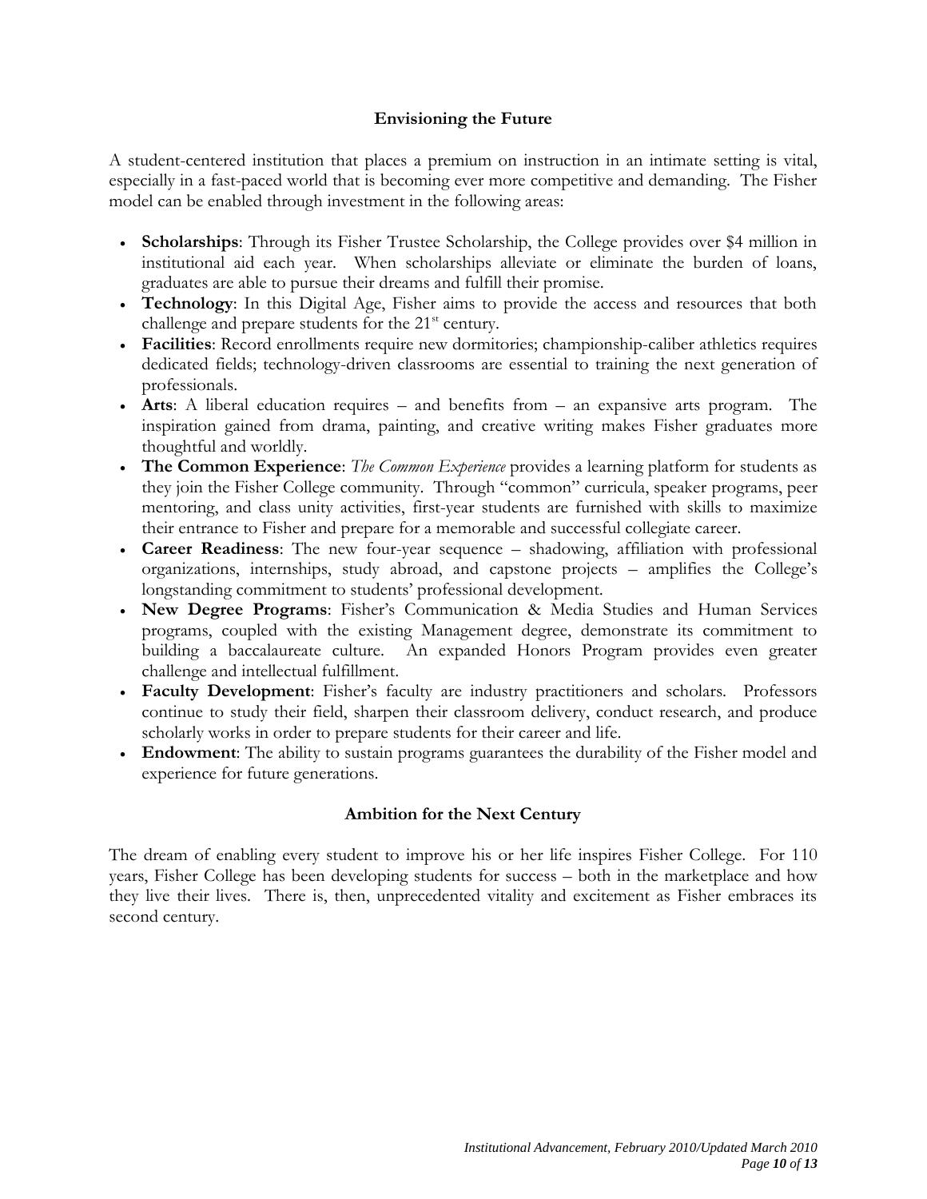## Envisioning the Future

A student-centered institution that places a premium on instruction in an intimate setting is vital, especially in a fast-paced world that is becoming ever more competitive and demanding. The Fisher model can be enabled through investment in the following areas:

- **Scholarships**: Through its Fisher Trustee Scholarship, the College provides over $4 million in institutional aid each year. When scholarships alleviate or eliminate the burden of loans, graduates are able to pursue their dreams and fulfill their promise.
- **Technology**: In this Digital Age, Fisher aims to provide the access and resources that both challenge and prepare students for the 21st century.
- **Facilities**: Record enrollments require new dormitories; championship-caliber athletics requires dedicated fields; technology-driven classrooms are essential to training the next generation of professionals.
- **Arts**: A liberal education requires – and benefits from – an expansive arts program. The inspiration gained from drama, painting, and creative writing makes Fisher graduates more thoughtful and worldly.
- **The Common Experience**: *The Common Experience* provides a learning platform for students as they join the Fisher College community. Through "common" curricula, speaker programs, peer mentoring, and class unity activities, first-year students are furnished with skills to maximize their entrance to Fisher and prepare for a memorable and successful collegiate career.
- **Career Readiness**: The new four-year sequence – shadowing, affiliation with professional organizations, internships, study abroad, and capstone projects – amplifies the College's longstanding commitment to students' professional development.
- **New Degree Programs**: Fisher's Communication & Media Studies and Human Services programs, coupled with the existing Management degree, demonstrate its commitment to building a baccalaureate culture. An expanded Honors Program provides even greater challenge and intellectual fulfillment.
- **Faculty Development**: Fisher's faculty are industry practitioners and scholars. Professors continue to study their field, sharpen their classroom delivery, conduct research, and produce scholarly works in order to prepare students for their career and life.
- **Endowment**: The ability to sustain programs guarantees the durability of the Fisher model and experience for future generations.

## Ambition for the Next Century

The dream of enabling every student to improve his or her life inspires Fisher College. For 110 years, Fisher College has been developing students for success – both in the marketplace and how they live their lives. There is, then, unprecedented vitality and excitement as Fisher embraces its second century.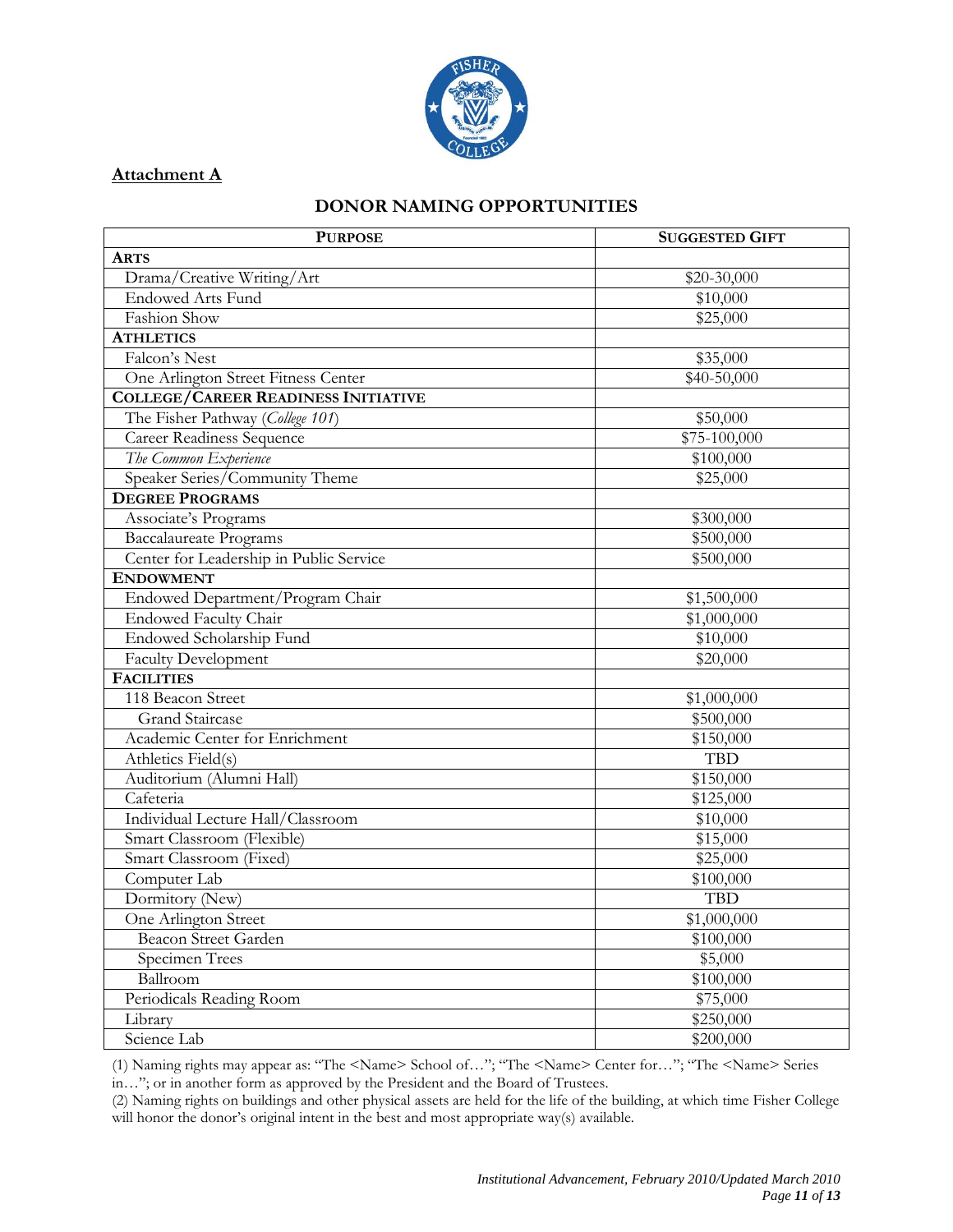**Attachment A**

## DONOR NAMING OPPORTUNITIES

| PURPOSE | SUGGESTED GIFT |
|---|---|
| **ARTS** | |
| Drama/Creative Writing/Art | $20-30,000 |
| Endowed Arts Fund | $10,000 |
| Fashion Show | $25,000 |
| **ATHLETICS** | |
| Falcon's Nest | $35,000 |
| One Arlington Street Fitness Center | $40-50,000 |
| **COLLEGE/CAREER READINESS INITIATIVE** | |
| The Fisher Pathway (*College 101*) | $50,000 |
| Career Readiness Sequence | $75-100,000 |
| *The Common Experience* | $100,000 |
| Speaker Series/Community Theme | $25,000 |
| **DEGREE PROGRAMS** | |
| Associate's Programs | $300,000 |
| Baccalaureate Programs | $500,000 |
| Center for Leadership in Public Service | $500,000 |
| **ENDOWMENT** | |
| Endowed Department/Program Chair | $1,500,000 |
| Endowed Faculty Chair | $1,000,000 |
| Endowed Scholarship Fund | $10,000 |
| Faculty Development | $20,000 |
| **FACILITIES** | |
| 118 Beacon Street | $1,000,000 |
| Grand Staircase | $500,000 |
| Academic Center for Enrichment | $150,000 |
| Athletics Field(s) | TBD |
| Auditorium (Alumni Hall) | $150,000 |
| Cafeteria | $125,000 |
| Individual Lecture Hall/Classroom | $10,000 |
| Smart Classroom (Flexible) | $15,000 |
| Smart Classroom (Fixed) | $25,000 |
| Computer Lab | $100,000 |
| Dormitory (New) | TBD |
| One Arlington Street | $1,000,000 |
| Beacon Street Garden | $100,000 |
| Specimen Trees | $5,000 |
| Ballroom | $100,000 |
| Periodicals Reading Room | $75,000 |
| Library | $250,000 |
| Science Lab | $200,000 |

(1) Naming rights may appear as: "The <Name> School of…"; "The <Name> Center for…"; "The <Name> Series in…"; or in another form as approved by the President and the Board of Trustees.

(2) Naming rights on buildings and other physical assets are held for the life of the building, at which time Fisher College will honor the donor's original intent in the best and most appropriate way(s) available.

*Institutional Advancement, February 2010/Updated March 2010*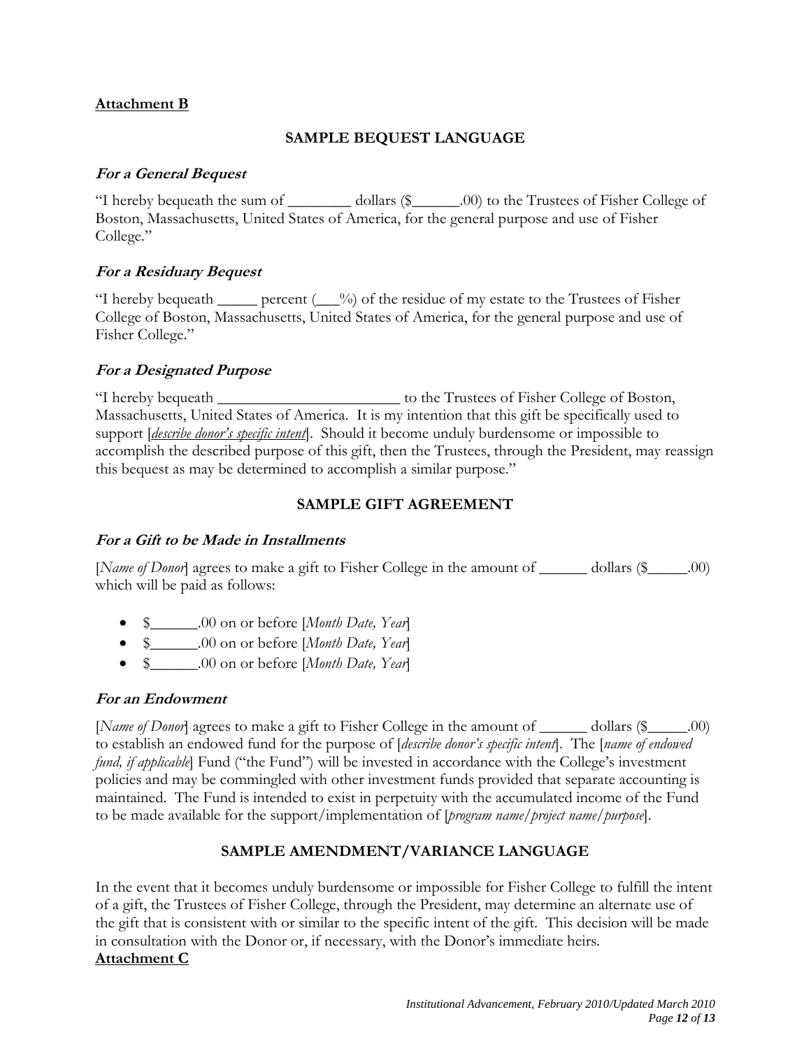**Attachment B**

## SAMPLE BEQUEST LANGUAGE

### *For a General Bequest*

"I hereby bequeath the sum of ________ dollars ($______.00) to the Trustees of Fisher College of Boston, Massachusetts, United States of America, for the general purpose and use of Fisher College."

### *For a Residuary Bequest*

"I hereby bequeath _____ percent (___%) of the residue of my estate to the Trustees of Fisher College of Boston, Massachusetts, United States of America, for the general purpose and use of Fisher College."

### *For a Designated Purpose*

"I hereby bequeath ________________________ to the Trustees of Fisher College of Boston, Massachusetts, United States of America. It is my intention that this gift be specifically used to support [*describe donor's specific intent*]. Should it become unduly burdensome or impossible to accomplish the described purpose of this gift, then the Trustees, through the President, may reassign this bequest as may be determined to accomplish a similar purpose."

## SAMPLE GIFT AGREEMENT

### *For a Gift to be Made in Installments*

[*Name of Donor*] agrees to make a gift to Fisher College in the amount of ______ dollars ($_____.00) which will be paid as follows:

- $______.00 on or before [*Month Date, Year*]
- $______.00 on or before [*Month Date, Year*]
- $______.00 on or before [*Month Date, Year*]

### *For an Endowment*

[*Name of Donor*] agrees to make a gift to Fisher College in the amount of ______ dollars ($_____.00) to establish an endowed fund for the purpose of [*describe donor's specific intent*]. The [*name of endowed fund, if applicable*] Fund ("the Fund") will be invested in accordance with the College's investment policies and may be commingled with other investment funds provided that separate accounting is maintained. The Fund is intended to exist in perpetuity with the accumulated income of the Fund to be made available for the support/implementation of [*program name/project name/purpose*].

## SAMPLE AMENDMENT/VARIANCE LANGUAGE

In the event that it becomes unduly burdensome or impossible for Fisher College to fulfill the intent of a gift, the Trustees of Fisher College, through the President, may determine an alternate use of the gift that is consistent with or similar to the specific intent of the gift. This decision will be made in consultation with the Donor or, if necessary, with the Donor's immediate heirs.

**Attachment C**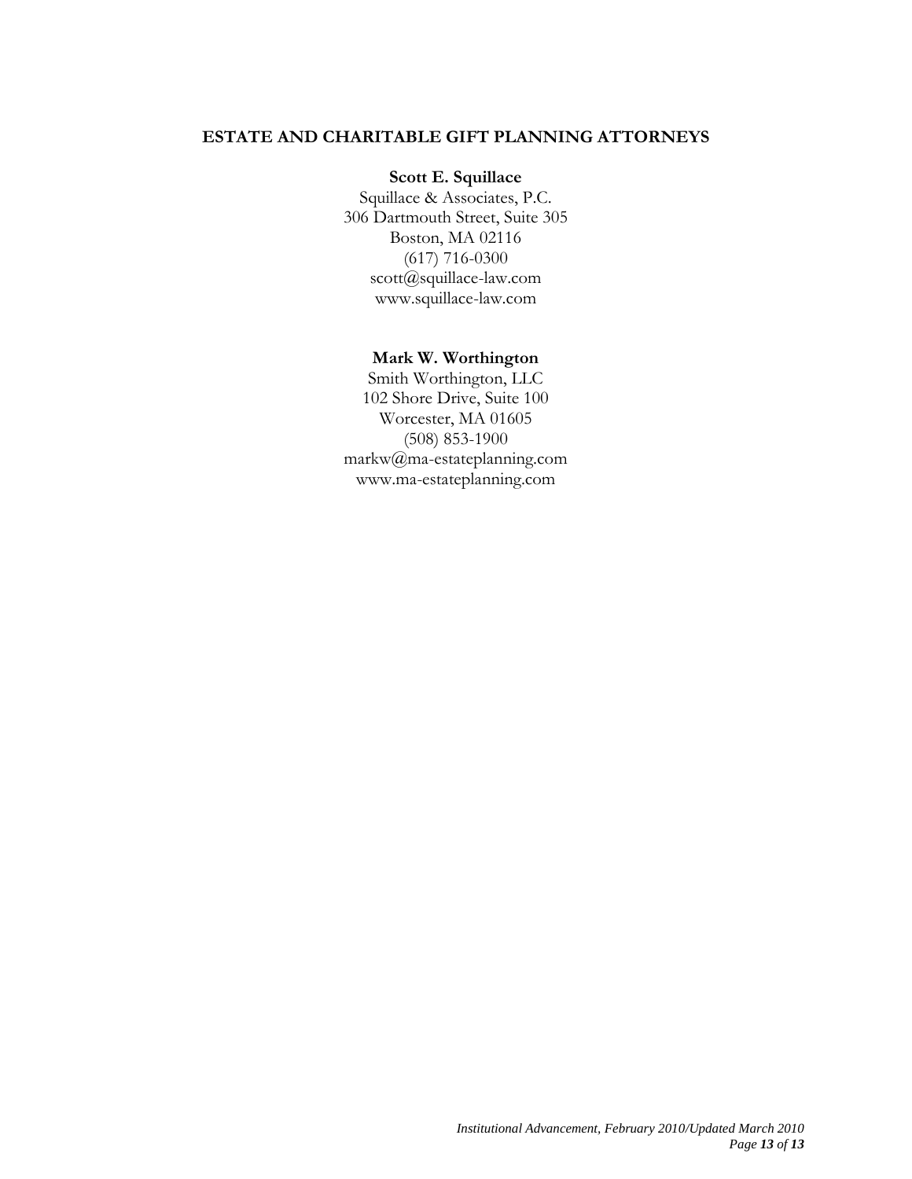## ESTATE AND CHARITABLE GIFT PLANNING ATTORNEYS

**Scott E. Squillace**
Squillace & Associates, P.C.
306 Dartmouth Street, Suite 305
Boston, MA 02116
(617) 716-0300
scott@squillace-law.com
www.squillace-law.com

**Mark W. Worthington**
Smith Worthington, LLC
102 Shore Drive, Suite 100
Worcester, MA 01605
(508) 853-1900
markw@ma-estateplanning.com
www.ma-estateplanning.com